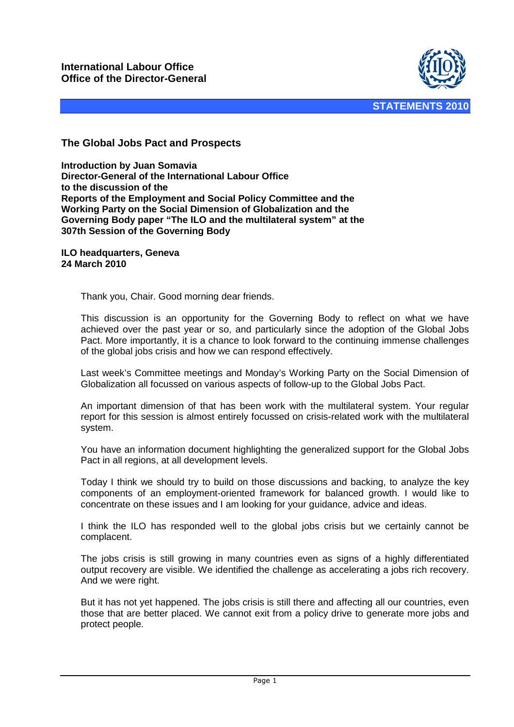**International Labour Office**
**Office of the Director-General**

**STATEMENTS 2010**

## The Global Jobs Pact and Prospects

**Introduction by Juan Somavia**
**Director-General of the International Labour Office**
**to the discussion of the**
**Reports of the Employment and Social Policy Committee and the Working Party on the Social Dimension of Globalization and the Governing Body paper "The ILO and the multilateral system" at the 307th Session of the Governing Body**

**ILO headquarters, Geneva**
**24 March 2010**

Thank you, Chair. Good morning dear friends.

This discussion is an opportunity for the Governing Body to reflect on what we have achieved over the past year or so, and particularly since the adoption of the Global Jobs Pact. More importantly, it is a chance to look forward to the continuing immense challenges of the global jobs crisis and how we can respond effectively.

Last week's Committee meetings and Monday's Working Party on the Social Dimension of Globalization all focussed on various aspects of follow-up to the Global Jobs Pact.

An important dimension of that has been work with the multilateral system. Your regular report for this session is almost entirely focussed on crisis-related work with the multilateral system.

You have an information document highlighting the generalized support for the Global Jobs Pact in all regions, at all development levels.

Today I think we should try to build on those discussions and backing, to analyze the key components of an employment-oriented framework for balanced growth. I would like to concentrate on these issues and I am looking for your guidance, advice and ideas.

I think the ILO has responded well to the global jobs crisis but we certainly cannot be complacent.

The jobs crisis is still growing in many countries even as signs of a highly differentiated output recovery are visible. We identified the challenge as accelerating a jobs rich recovery. And we were right.

But it has not yet happened. The jobs crisis is still there and affecting all our countries, even those that are better placed. We cannot exit from a policy drive to generate more jobs and protect people.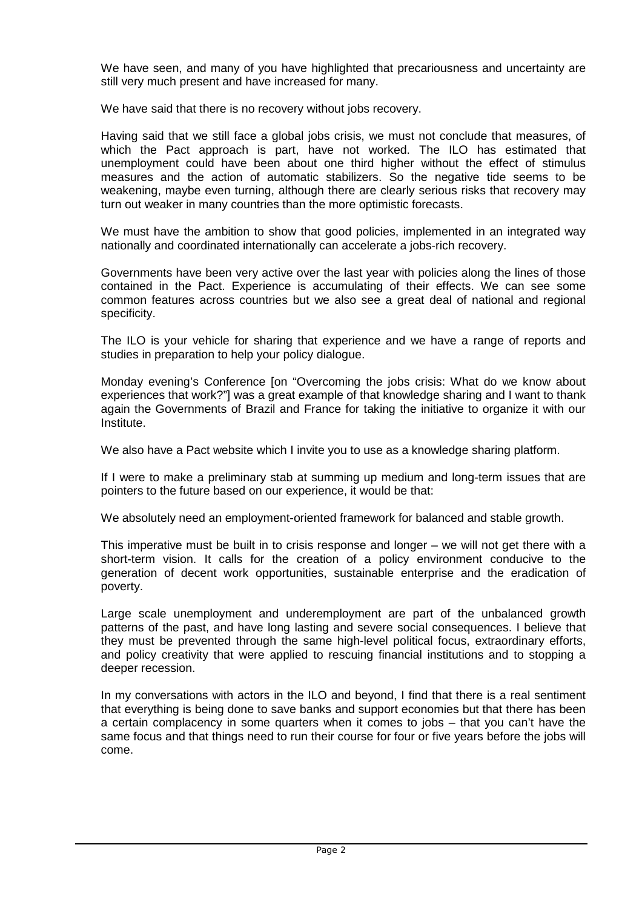We have seen, and many of you have highlighted that precariousness and uncertainty are still very much present and have increased for many.

We have said that there is no recovery without jobs recovery.

Having said that we still face a global jobs crisis, we must not conclude that measures, of which the Pact approach is part, have not worked. The ILO has estimated that unemployment could have been about one third higher without the effect of stimulus measures and the action of automatic stabilizers. So the negative tide seems to be weakening, maybe even turning, although there are clearly serious risks that recovery may turn out weaker in many countries than the more optimistic forecasts.

We must have the ambition to show that good policies, implemented in an integrated way nationally and coordinated internationally can accelerate a jobs-rich recovery.

Governments have been very active over the last year with policies along the lines of those contained in the Pact. Experience is accumulating of their effects. We can see some common features across countries but we also see a great deal of national and regional specificity.

The ILO is your vehicle for sharing that experience and we have a range of reports and studies in preparation to help your policy dialogue.

Monday evening's Conference [on "Overcoming the jobs crisis: What do we know about experiences that work?"] was a great example of that knowledge sharing and I want to thank again the Governments of Brazil and France for taking the initiative to organize it with our Institute.

We also have a Pact website which I invite you to use as a knowledge sharing platform.

If I were to make a preliminary stab at summing up medium and long-term issues that are pointers to the future based on our experience, it would be that:

We absolutely need an employment-oriented framework for balanced and stable growth.

This imperative must be built in to crisis response and longer – we will not get there with a short-term vision. It calls for the creation of a policy environment conducive to the generation of decent work opportunities, sustainable enterprise and the eradication of poverty.

Large scale unemployment and underemployment are part of the unbalanced growth patterns of the past, and have long lasting and severe social consequences. I believe that they must be prevented through the same high-level political focus, extraordinary efforts, and policy creativity that were applied to rescuing financial institutions and to stopping a deeper recession.

In my conversations with actors in the ILO and beyond, I find that there is a real sentiment that everything is being done to save banks and support economies but that there has been a certain complacency in some quarters when it comes to jobs – that you can't have the same focus and that things need to run their course for four or five years before the jobs will come.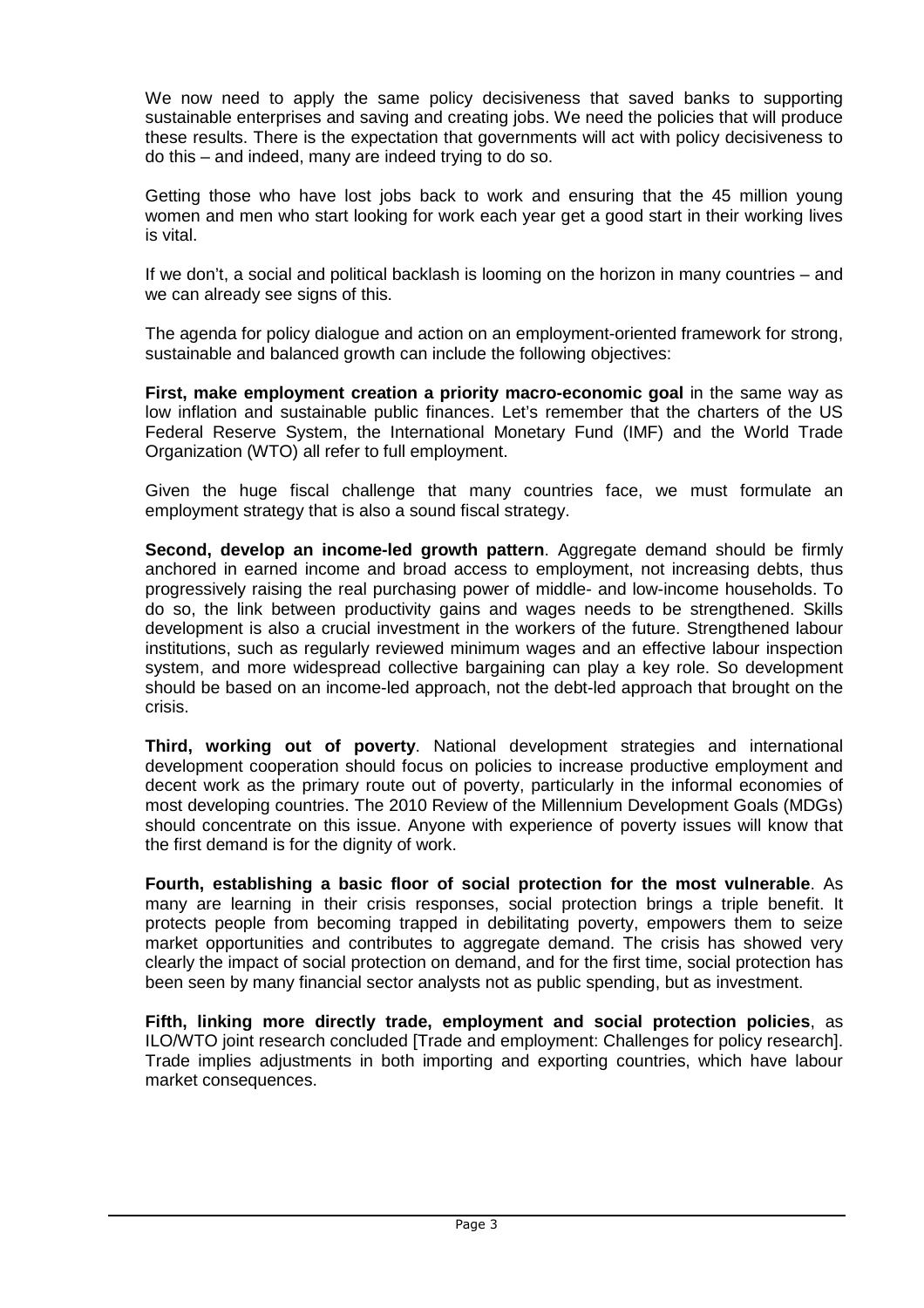We now need to apply the same policy decisiveness that saved banks to supporting sustainable enterprises and saving and creating jobs. We need the policies that will produce these results. There is the expectation that governments will act with policy decisiveness to do this – and indeed, many are indeed trying to do so.

Getting those who have lost jobs back to work and ensuring that the 45 million young women and men who start looking for work each year get a good start in their working lives is vital.

If we don't, a social and political backlash is looming on the horizon in many countries – and we can already see signs of this.

The agenda for policy dialogue and action on an employment-oriented framework for strong, sustainable and balanced growth can include the following objectives:

**First, make employment creation a priority macro-economic goal** in the same way as low inflation and sustainable public finances. Let's remember that the charters of the US Federal Reserve System, the International Monetary Fund (IMF) and the World Trade Organization (WTO) all refer to full employment.

Given the huge fiscal challenge that many countries face, we must formulate an employment strategy that is also a sound fiscal strategy.

**Second, develop an income-led growth pattern**. Aggregate demand should be firmly anchored in earned income and broad access to employment, not increasing debts, thus progressively raising the real purchasing power of middle- and low-income households. To do so, the link between productivity gains and wages needs to be strengthened. Skills development is also a crucial investment in the workers of the future. Strengthened labour institutions, such as regularly reviewed minimum wages and an effective labour inspection system, and more widespread collective bargaining can play a key role. So development should be based on an income-led approach, not the debt-led approach that brought on the crisis.

**Third, working out of poverty**. National development strategies and international development cooperation should focus on policies to increase productive employment and decent work as the primary route out of poverty, particularly in the informal economies of most developing countries. The 2010 Review of the Millennium Development Goals (MDGs) should concentrate on this issue. Anyone with experience of poverty issues will know that the first demand is for the dignity of work.

**Fourth, establishing a basic floor of social protection for the most vulnerable**. As many are learning in their crisis responses, social protection brings a triple benefit. It protects people from becoming trapped in debilitating poverty, empowers them to seize market opportunities and contributes to aggregate demand. The crisis has showed very clearly the impact of social protection on demand, and for the first time, social protection has been seen by many financial sector analysts not as public spending, but as investment.

**Fifth, linking more directly trade, employment and social protection policies**, as ILO/WTO joint research concluded [Trade and employment: Challenges for policy research]. Trade implies adjustments in both importing and exporting countries, which have labour market consequences.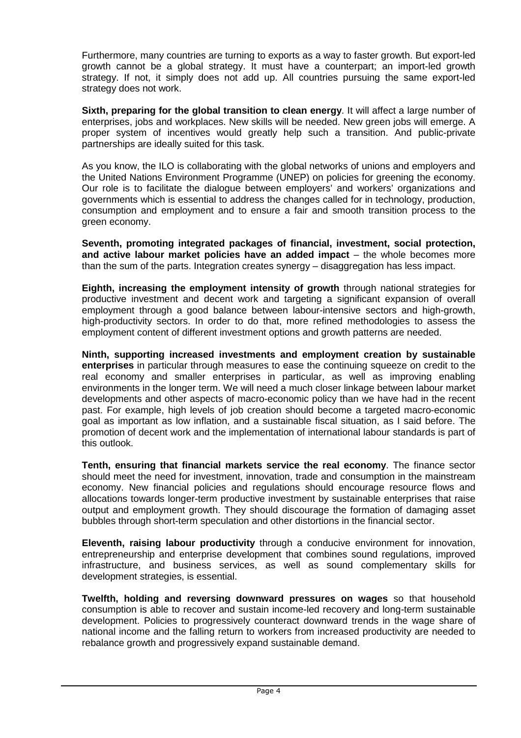Furthermore, many countries are turning to exports as a way to faster growth. But export-led growth cannot be a global strategy. It must have a counterpart; an import-led growth strategy. If not, it simply does not add up. All countries pursuing the same export-led strategy does not work.

**Sixth, preparing for the global transition to clean energy**. It will affect a large number of enterprises, jobs and workplaces. New skills will be needed. New green jobs will emerge. A proper system of incentives would greatly help such a transition. And public-private partnerships are ideally suited for this task.

As you know, the ILO is collaborating with the global networks of unions and employers and the United Nations Environment Programme (UNEP) on policies for greening the economy. Our role is to facilitate the dialogue between employers' and workers' organizations and governments which is essential to address the changes called for in technology, production, consumption and employment and to ensure a fair and smooth transition process to the green economy.

**Seventh, promoting integrated packages of financial, investment, social protection, and active labour market policies have an added impact** – the whole becomes more than the sum of the parts. Integration creates synergy – disaggregation has less impact.

**Eighth, increasing the employment intensity of growth** through national strategies for productive investment and decent work and targeting a significant expansion of overall employment through a good balance between labour-intensive sectors and high-growth, high-productivity sectors. In order to do that, more refined methodologies to assess the employment content of different investment options and growth patterns are needed.

**Ninth, supporting increased investments and employment creation by sustainable enterprises** in particular through measures to ease the continuing squeeze on credit to the real economy and smaller enterprises in particular, as well as improving enabling environments in the longer term. We will need a much closer linkage between labour market developments and other aspects of macro-economic policy than we have had in the recent past. For example, high levels of job creation should become a targeted macro-economic goal as important as low inflation, and a sustainable fiscal situation, as I said before. The promotion of decent work and the implementation of international labour standards is part of this outlook.

**Tenth, ensuring that financial markets service the real economy**. The finance sector should meet the need for investment, innovation, trade and consumption in the mainstream economy. New financial policies and regulations should encourage resource flows and allocations towards longer-term productive investment by sustainable enterprises that raise output and employment growth. They should discourage the formation of damaging asset bubbles through short-term speculation and other distortions in the financial sector.

**Eleventh, raising labour productivity** through a conducive environment for innovation, entrepreneurship and enterprise development that combines sound regulations, improved infrastructure, and business services, as well as sound complementary skills for development strategies, is essential.

**Twelfth, holding and reversing downward pressures on wages** so that household consumption is able to recover and sustain income-led recovery and long-term sustainable development. Policies to progressively counteract downward trends in the wage share of national income and the falling return to workers from increased productivity are needed to rebalance growth and progressively expand sustainable demand.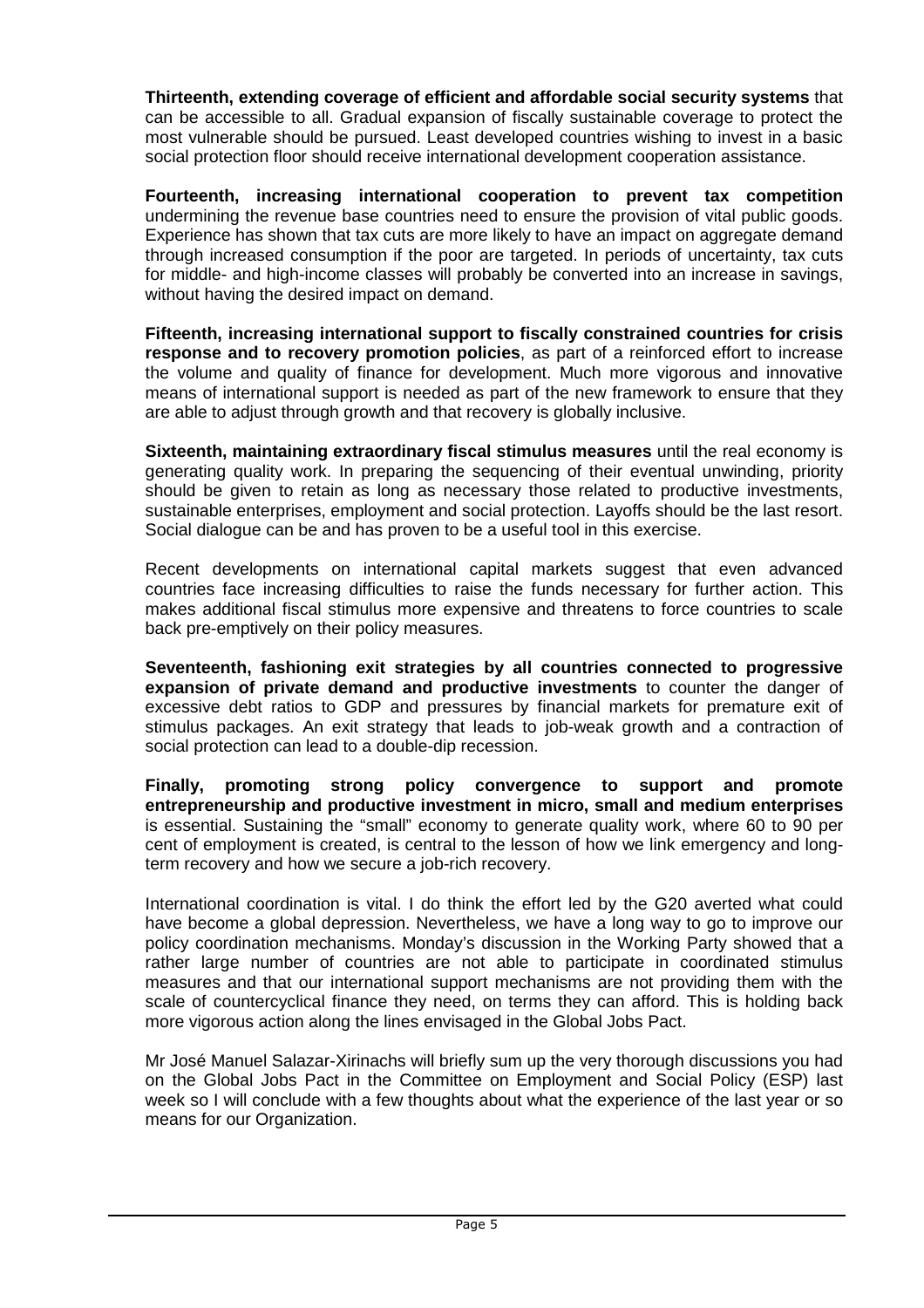**Thirteenth, extending coverage of efficient and affordable social security systems** that can be accessible to all. Gradual expansion of fiscally sustainable coverage to protect the most vulnerable should be pursued. Least developed countries wishing to invest in a basic social protection floor should receive international development cooperation assistance.

**Fourteenth, increasing international cooperation to prevent tax competition** undermining the revenue base countries need to ensure the provision of vital public goods. Experience has shown that tax cuts are more likely to have an impact on aggregate demand through increased consumption if the poor are targeted. In periods of uncertainty, tax cuts for middle- and high-income classes will probably be converted into an increase in savings, without having the desired impact on demand.

**Fifteenth, increasing international support to fiscally constrained countries for crisis response and to recovery promotion policies**, as part of a reinforced effort to increase the volume and quality of finance for development. Much more vigorous and innovative means of international support is needed as part of the new framework to ensure that they are able to adjust through growth and that recovery is globally inclusive.

**Sixteenth, maintaining extraordinary fiscal stimulus measures** until the real economy is generating quality work. In preparing the sequencing of their eventual unwinding, priority should be given to retain as long as necessary those related to productive investments, sustainable enterprises, employment and social protection. Layoffs should be the last resort. Social dialogue can be and has proven to be a useful tool in this exercise.

Recent developments on international capital markets suggest that even advanced countries face increasing difficulties to raise the funds necessary for further action. This makes additional fiscal stimulus more expensive and threatens to force countries to scale back pre-emptively on their policy measures.

**Seventeenth, fashioning exit strategies by all countries connected to progressive expansion of private demand and productive investments** to counter the danger of excessive debt ratios to GDP and pressures by financial markets for premature exit of stimulus packages. An exit strategy that leads to job-weak growth and a contraction of social protection can lead to a double-dip recession.

**Finally, promoting strong policy convergence to support and promote entrepreneurship and productive investment in micro, small and medium enterprises** is essential. Sustaining the "small" economy to generate quality work, where 60 to 90 per cent of employment is created, is central to the lesson of how we link emergency and long-term recovery and how we secure a job-rich recovery.

International coordination is vital. I do think the effort led by the G20 averted what could have become a global depression. Nevertheless, we have a long way to go to improve our policy coordination mechanisms. Monday's discussion in the Working Party showed that a rather large number of countries are not able to participate in coordinated stimulus measures and that our international support mechanisms are not providing them with the scale of countercyclical finance they need, on terms they can afford. This is holding back more vigorous action along the lines envisaged in the Global Jobs Pact.

Mr José Manuel Salazar-Xirinachs will briefly sum up the very thorough discussions you had on the Global Jobs Pact in the Committee on Employment and Social Policy (ESP) last week so I will conclude with a few thoughts about what the experience of the last year or so means for our Organization.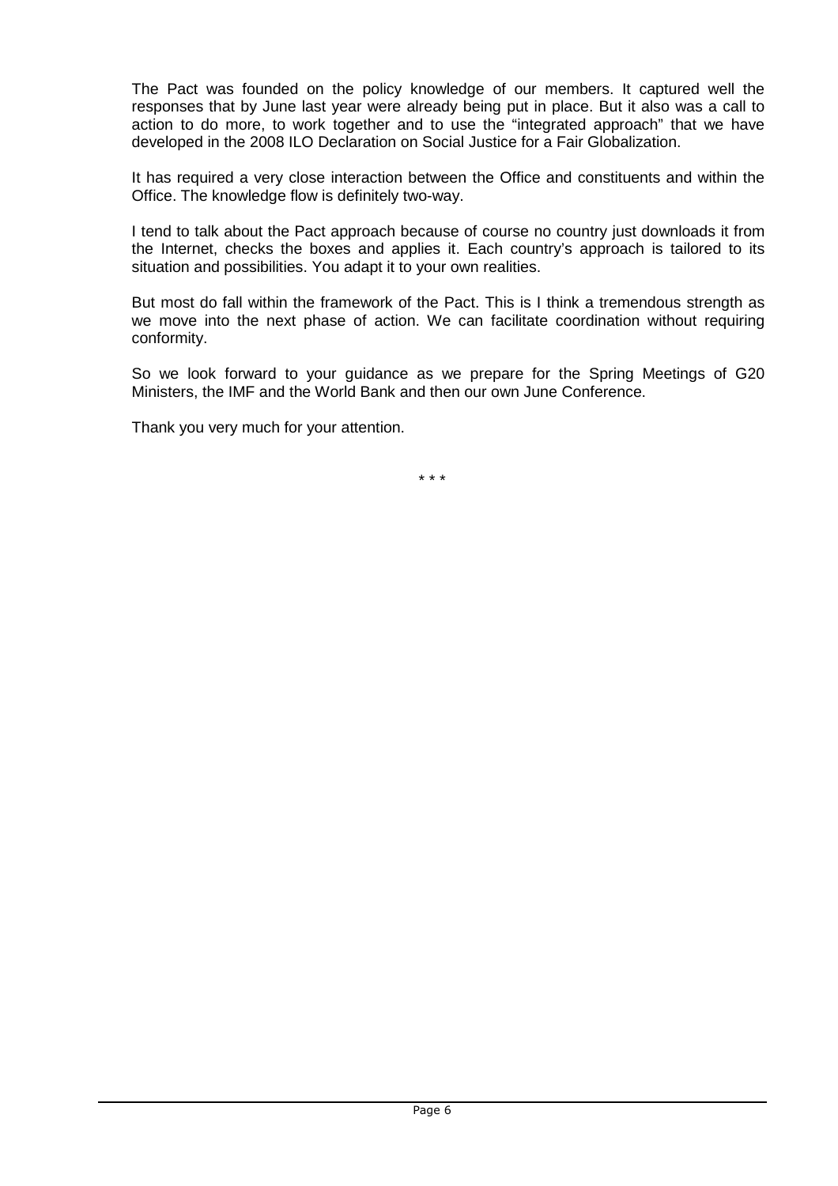The Pact was founded on the policy knowledge of our members. It captured well the responses that by June last year were already being put in place. But it also was a call to action to do more, to work together and to use the "integrated approach" that we have developed in the 2008 ILO Declaration on Social Justice for a Fair Globalization.

It has required a very close interaction between the Office and constituents and within the Office. The knowledge flow is definitely two-way.

I tend to talk about the Pact approach because of course no country just downloads it from the Internet, checks the boxes and applies it. Each country's approach is tailored to its situation and possibilities. You adapt it to your own realities.

But most do fall within the framework of the Pact. This is I think a tremendous strength as we move into the next phase of action. We can facilitate coordination without requiring conformity.

So we look forward to your guidance as we prepare for the Spring Meetings of G20 Ministers, the IMF and the World Bank and then our own June Conference.

Thank you very much for your attention.

* * *